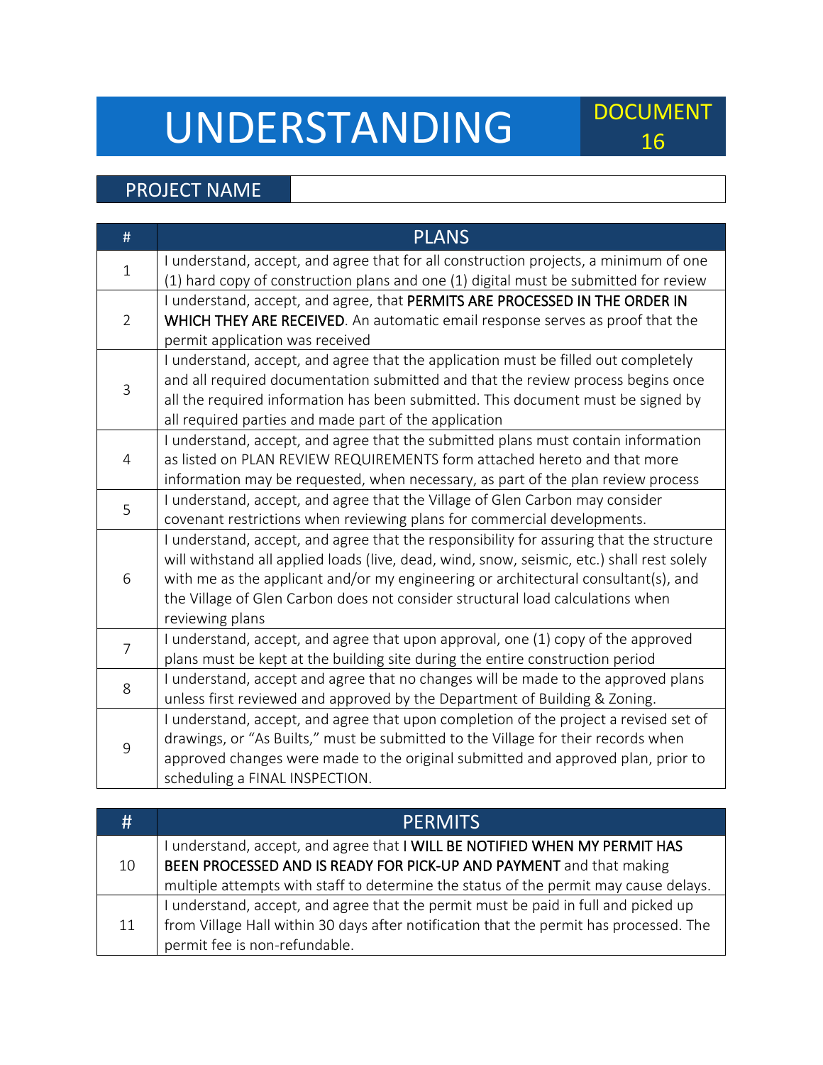# UNDERSTANDING

DOCUMENT 16

| PROJECT NAME | |
|---|---|

| # | PLANS |
|---|---|
| 1 | I understand, accept, and agree that for all construction projects, a minimum of one (1) hard copy of construction plans and one (1) digital must be submitted for review |
| 2 | I understand, accept, and agree, that **PERMITS ARE PROCESSED IN THE ORDER IN WHICH THEY ARE RECEIVED**. An automatic email response serves as proof that the permit application was received |
| 3 | I understand, accept, and agree that the application must be filled out completely and all required documentation submitted and that the review process begins once all the required information has been submitted. This document must be signed by all required parties and made part of the application |
| 4 | I understand, accept, and agree that the submitted plans must contain information as listed on PLAN REVIEW REQUIREMENTS form attached hereto and that more information may be requested, when necessary, as part of the plan review process |
| 5 | I understand, accept, and agree that the Village of Glen Carbon may consider covenant restrictions when reviewing plans for commercial developments. |
| 6 | I understand, accept, and agree that the responsibility for assuring that the structure will withstand all applied loads (live, dead, wind, snow, seismic, etc.) shall rest solely with me as the applicant and/or my engineering or architectural consultant(s), and the Village of Glen Carbon does not consider structural load calculations when reviewing plans |
| 7 | I understand, accept, and agree that upon approval, one (1) copy of the approved plans must be kept at the building site during the entire construction period |
| 8 | I understand, accept and agree that no changes will be made to the approved plans unless first reviewed and approved by the Department of Building & Zoning. |
| 9 | I understand, accept, and agree that upon completion of the project a revised set of drawings, or "As Builts," must be submitted to the Village for their records when approved changes were made to the original submitted and approved plan, prior to scheduling a FINAL INSPECTION. |

| # | PERMITS |
|---|---|
| 10 | I understand, accept, and agree that **I WILL BE NOTIFIED WHEN MY PERMIT HAS BEEN PROCESSED AND IS READY FOR PICK-UP AND PAYMENT** and that making multiple attempts with staff to determine the status of the permit may cause delays. |
| 11 | I understand, accept, and agree that the permit must be paid in full and picked up from Village Hall within 30 days after notification that the permit has processed. The permit fee is non-refundable. |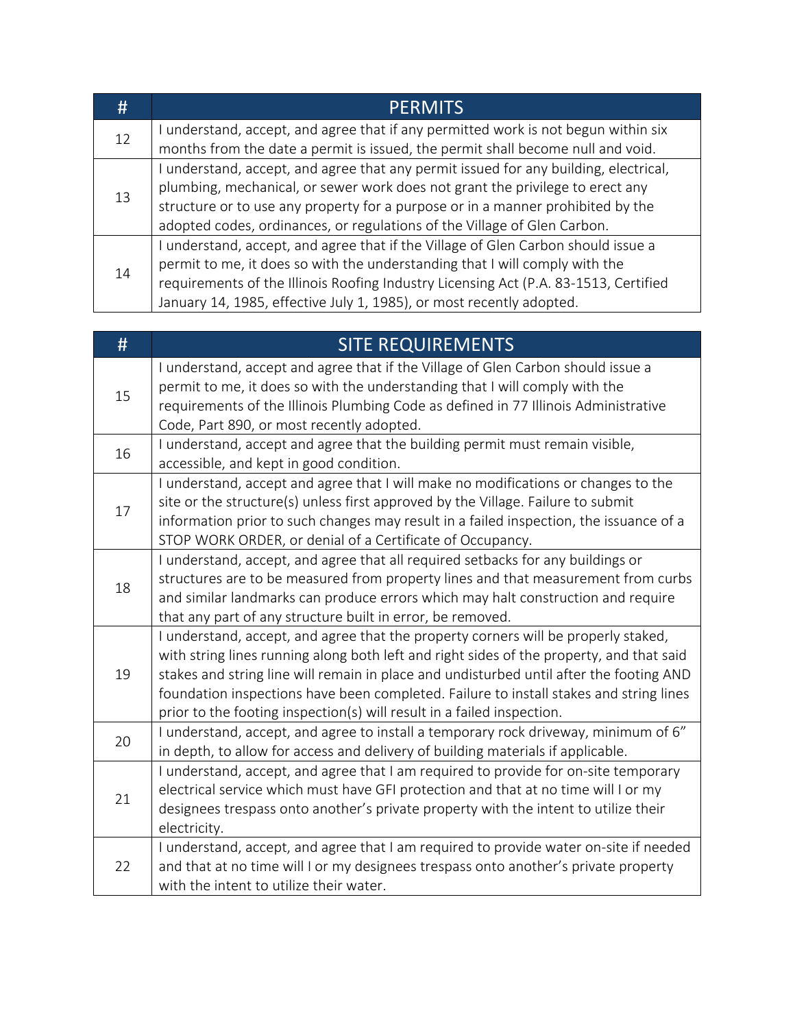| # | PERMITS |
|---|---|
| 12 | I understand, accept, and agree that if any permitted work is not begun within six months from the date a permit is issued, the permit shall become null and void. |
| 13 | I understand, accept, and agree that any permit issued for any building, electrical, plumbing, mechanical, or sewer work does not grant the privilege to erect any structure or to use any property for a purpose or in a manner prohibited by the adopted codes, ordinances, or regulations of the Village of Glen Carbon. |
| 14 | I understand, accept, and agree that if the Village of Glen Carbon should issue a permit to me, it does so with the understanding that I will comply with the requirements of the Illinois Roofing Industry Licensing Act (P.A. 83-1513, Certified January 14, 1985, effective July 1, 1985), or most recently adopted. |

| # | SITE REQUIREMENTS |
|---|---|
| 15 | I understand, accept and agree that if the Village of Glen Carbon should issue a permit to me, it does so with the understanding that I will comply with the requirements of the Illinois Plumbing Code as defined in 77 Illinois Administrative Code, Part 890, or most recently adopted. |
| 16 | I understand, accept and agree that the building permit must remain visible, accessible, and kept in good condition. |
| 17 | I understand, accept and agree that I will make no modifications or changes to the site or the structure(s) unless first approved by the Village. Failure to submit information prior to such changes may result in a failed inspection, the issuance of a STOP WORK ORDER, or denial of a Certificate of Occupancy. |
| 18 | I understand, accept, and agree that all required setbacks for any buildings or structures are to be measured from property lines and that measurement from curbs and similar landmarks can produce errors which may halt construction and require that any part of any structure built in error, be removed. |
| 19 | I understand, accept, and agree that the property corners will be properly staked, with string lines running along both left and right sides of the property, and that said stakes and string line will remain in place and undisturbed until after the footing AND foundation inspections have been completed. Failure to install stakes and string lines prior to the footing inspection(s) will result in a failed inspection. |
| 20 | I understand, accept, and agree to install a temporary rock driveway, minimum of 6" in depth, to allow for access and delivery of building materials if applicable. |
| 21 | I understand, accept, and agree that I am required to provide for on-site temporary electrical service which must have GFI protection and that at no time will I or my designees trespass onto another's private property with the intent to utilize their electricity. |
| 22 | I understand, accept, and agree that I am required to provide water on-site if needed and that at no time will I or my designees trespass onto another's private property with the intent to utilize their water. |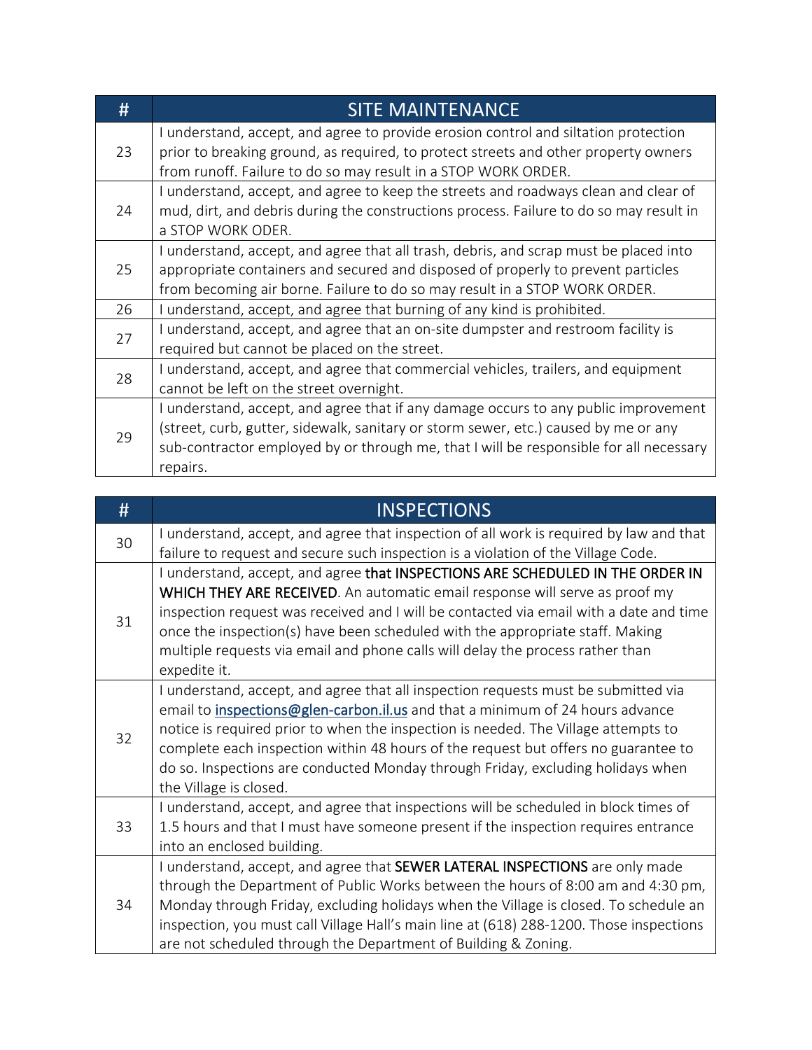| # | SITE MAINTENANCE |
|---|---|
| 23 | I understand, accept, and agree to provide erosion control and siltation protection prior to breaking ground, as required, to protect streets and other property owners from runoff. Failure to do so may result in a STOP WORK ORDER. |
| 24 | I understand, accept, and agree to keep the streets and roadways clean and clear of mud, dirt, and debris during the constructions process. Failure to do so may result in a STOP WORK ODER. |
| 25 | I understand, accept, and agree that all trash, debris, and scrap must be placed into appropriate containers and secured and disposed of properly to prevent particles from becoming air borne. Failure to do so may result in a STOP WORK ORDER. |
| 26 | I understand, accept, and agree that burning of any kind is prohibited. |
| 27 | I understand, accept, and agree that an on-site dumpster and restroom facility is required but cannot be placed on the street. |
| 28 | I understand, accept, and agree that commercial vehicles, trailers, and equipment cannot be left on the street overnight. |
| 29 | I understand, accept, and agree that if any damage occurs to any public improvement (street, curb, gutter, sidewalk, sanitary or storm sewer, etc.) caused by me or any sub-contractor employed by or through me, that I will be responsible for all necessary repairs. |

| # | INSPECTIONS |
|---|---|
| 30 | I understand, accept, and agree that inspection of all work is required by law and that failure to request and secure such inspection is a violation of the Village Code. |
| 31 | I understand, accept, and agree **that INSPECTIONS ARE SCHEDULED IN THE ORDER IN WHICH THEY ARE RECEIVED**. An automatic email response will serve as proof my inspection request was received and I will be contacted via email with a date and time once the inspection(s) have been scheduled with the appropriate staff. Making multiple requests via email and phone calls will delay the process rather than expedite it. |
| 32 | I understand, accept, and agree that all inspection requests must be submitted via email to [inspections@glen-carbon.il.us](mailto:inspections@glen-carbon.il.us) and that a minimum of 24 hours advance notice is required prior to when the inspection is needed. The Village attempts to complete each inspection within 48 hours of the request but offers no guarantee to do so. Inspections are conducted Monday through Friday, excluding holidays when the Village is closed. |
| 33 | I understand, accept, and agree that inspections will be scheduled in block times of 1.5 hours and that I must have someone present if the inspection requires entrance into an enclosed building. |
| 34 | I understand, accept, and agree that **SEWER LATERAL INSPECTIONS** are only made through the Department of Public Works between the hours of 8:00 am and 4:30 pm, Monday through Friday, excluding holidays when the Village is closed. To schedule an inspection, you must call Village Hall's main line at (618) 288-1200. Those inspections are not scheduled through the Department of Building & Zoning. |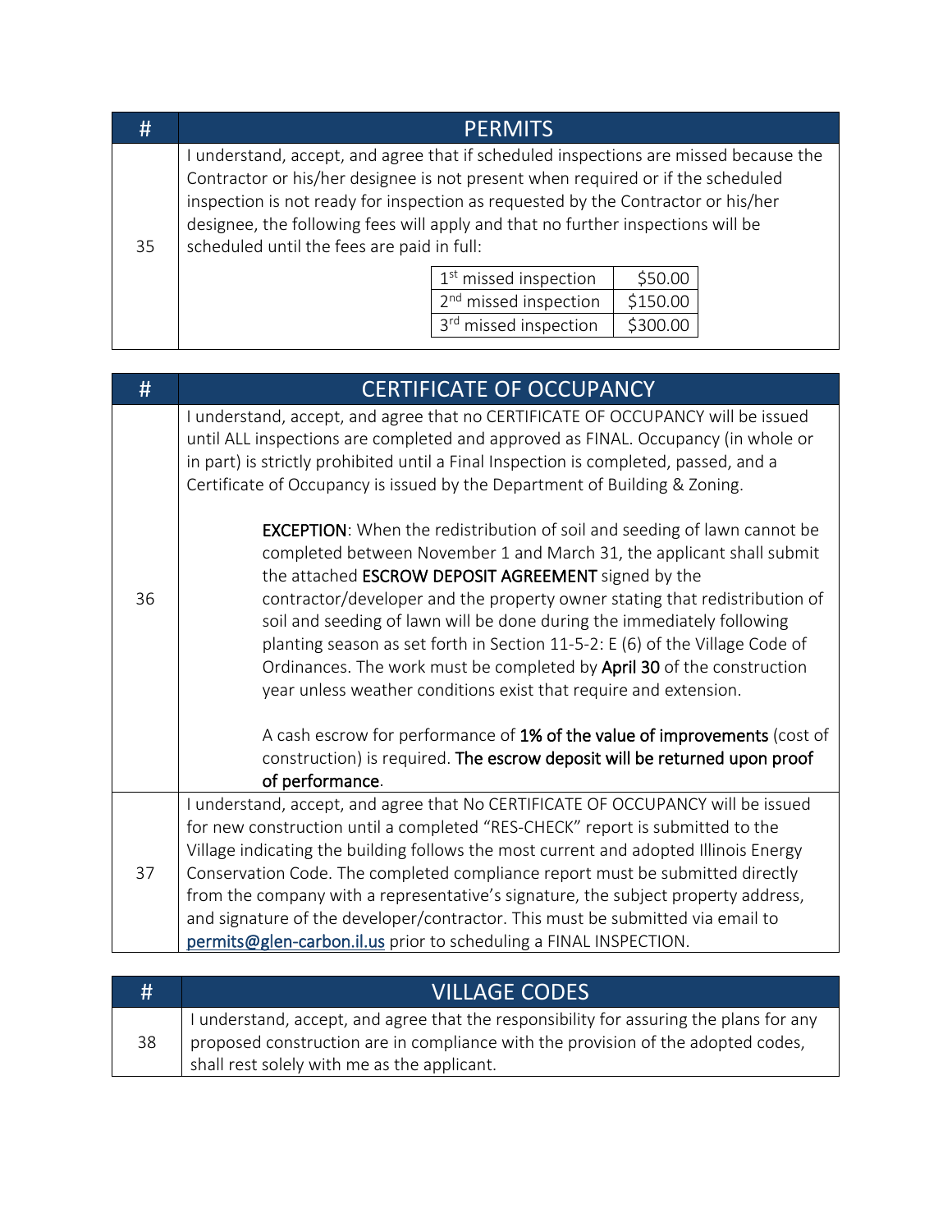| # | PERMITS |
|---|---|
| 35 | I understand, accept, and agree that if scheduled inspections are missed because the Contractor or his/her designee is not present when required or if the scheduled inspection is not ready for inspection as requested by the Contractor or his/her designee, the following fees will apply and that no further inspections will be scheduled until the fees are paid in full: |

| Missed Inspection | Fee |
|---|---|
| 1st missed inspection | $50.00 |
| 2nd missed inspection | $150.00 |
| 3rd missed inspection | $300.00 |

| # | CERTIFICATE OF OCCUPANCY |
|---|---|
| 36 | I understand, accept, and agree that no CERTIFICATE OF OCCUPANCY will be issued until ALL inspections are completed and approved as FINAL. Occupancy (in whole or in part) is strictly prohibited until a Final Inspection is completed, passed, and a Certificate of Occupancy is issued by the Department of Building & Zoning.<br><br>**EXCEPTION**: When the redistribution of soil and seeding of lawn cannot be completed between November 1 and March 31, the applicant shall submit the attached **ESCROW DEPOSIT AGREEMENT** signed by the contractor/developer and the property owner stating that redistribution of soil and seeding of lawn will be done during the immediately following planting season as set forth in Section 11-5-2: E (6) of the Village Code of Ordinances. The work must be completed by **April 30** of the construction year unless weather conditions exist that require and extension.<br><br>A cash escrow for performance of **1% of the value of improvements** (cost of construction) is required. **The escrow deposit will be returned upon proof of performance**. |
| 37 | I understand, accept, and agree that No CERTIFICATE OF OCCUPANCY will be issued for new construction until a completed "RES-CHECK" report is submitted to the Village indicating the building follows the most current and adopted Illinois Energy Conservation Code. The completed compliance report must be submitted directly from the company with a representative's signature, the subject property address, and signature of the developer/contractor. This must be submitted via email to permits@glen-carbon.il.us prior to scheduling a FINAL INSPECTION. |

| # | VILLAGE CODES |
|---|---|
| 38 | I understand, accept, and agree that the responsibility for assuring the plans for any proposed construction are in compliance with the provision of the adopted codes, shall rest solely with me as the applicant. |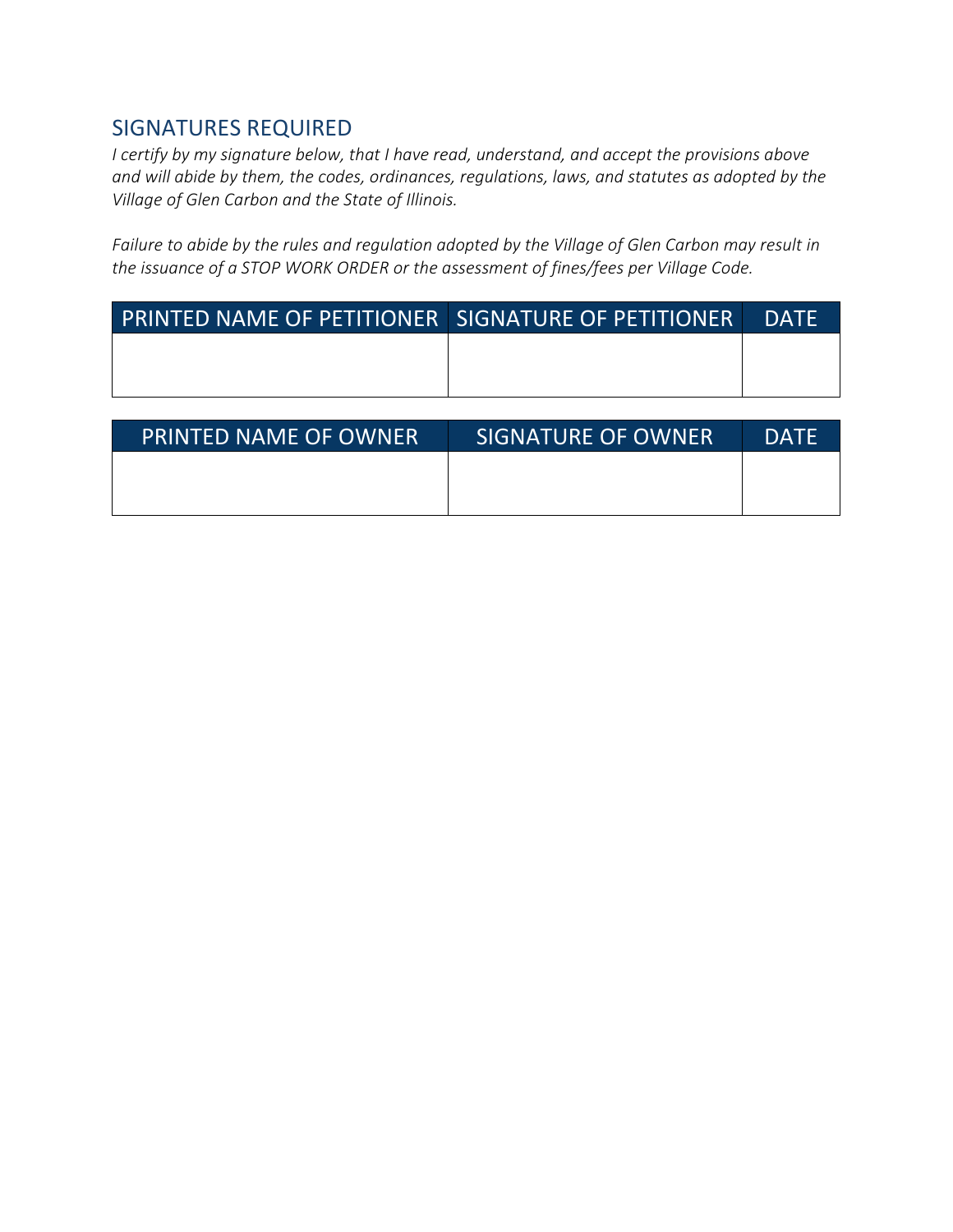## SIGNATURES REQUIRED

*I certify by my signature below, that I have read, understand, and accept the provisions above and will abide by them, the codes, ordinances, regulations, laws, and statutes as adopted by the Village of Glen Carbon and the State of Illinois.*

*Failure to abide by the rules and regulation adopted by the Village of Glen Carbon may result in the issuance of a STOP WORK ORDER or the assessment of fines/fees per Village Code.*

| PRINTED NAME OF PETITIONER | SIGNATURE OF PETITIONER | DATE |
|---|---|---|
| | | |

| PRINTED NAME OF OWNER | SIGNATURE OF OWNER | DATE |
|---|---|---|
| | | |